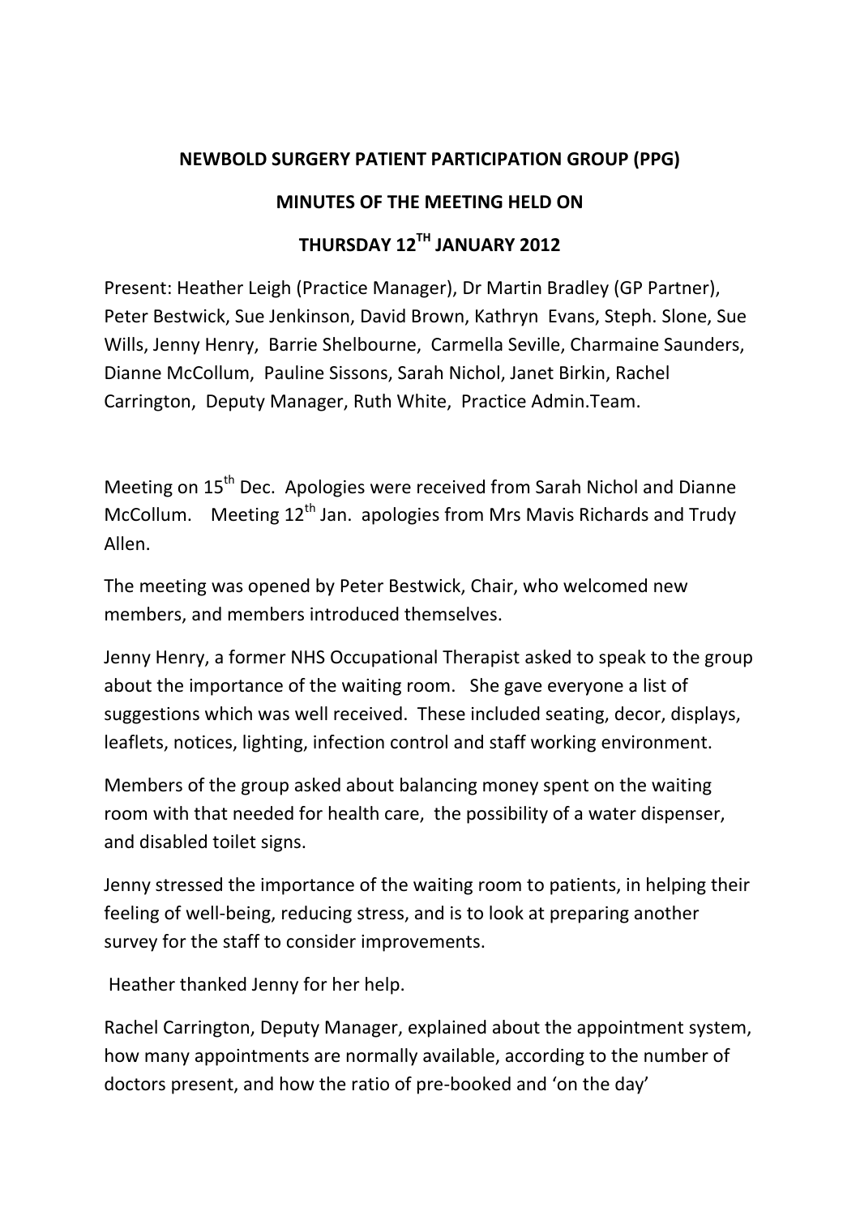**NEWBOLD SURGERY PATIENT PARTICIPATION GROUP (PPG)**

**MINUTES OF THE MEETING HELD ON**

**THURSDAY 12TH JANUARY 2012**

Present: Heather Leigh (Practice Manager), Dr Martin Bradley (GP Partner), Peter Bestwick, Sue Jenkinson, David Brown, Kathryn Evans, Steph. Slone, Sue Wills, Jenny Henry, Barrie Shelbourne, Carmella Seville, Charmaine Saunders, Dianne McCollum, Pauline Sissons, Sarah Nichol, Janet Birkin, Rachel Carrington, Deputy Manager, Ruth White, Practice Admin.Team.

Meeting on 15th Dec. Apologies were received from Sarah Nichol and Dianne McCollum. Meeting 12th Jan. apologies from Mrs Mavis Richards and Trudy Allen.

The meeting was opened by Peter Bestwick, Chair, who welcomed new members, and members introduced themselves.

Jenny Henry, a former NHS Occupational Therapist asked to speak to the group about the importance of the waiting room. She gave everyone a list of suggestions which was well received. These included seating, decor, displays, leaflets, notices, lighting, infection control and staff working environment.

Members of the group asked about balancing money spent on the waiting room with that needed for health care, the possibility of a water dispenser, and disabled toilet signs.

Jenny stressed the importance of the waiting room to patients, in helping their feeling of well-being, reducing stress, and is to look at preparing another survey for the staff to consider improvements.

Heather thanked Jenny for her help.

Rachel Carrington, Deputy Manager, explained about the appointment system, how many appointments are normally available, according to the number of doctors present, and how the ratio of pre-booked and 'on the day'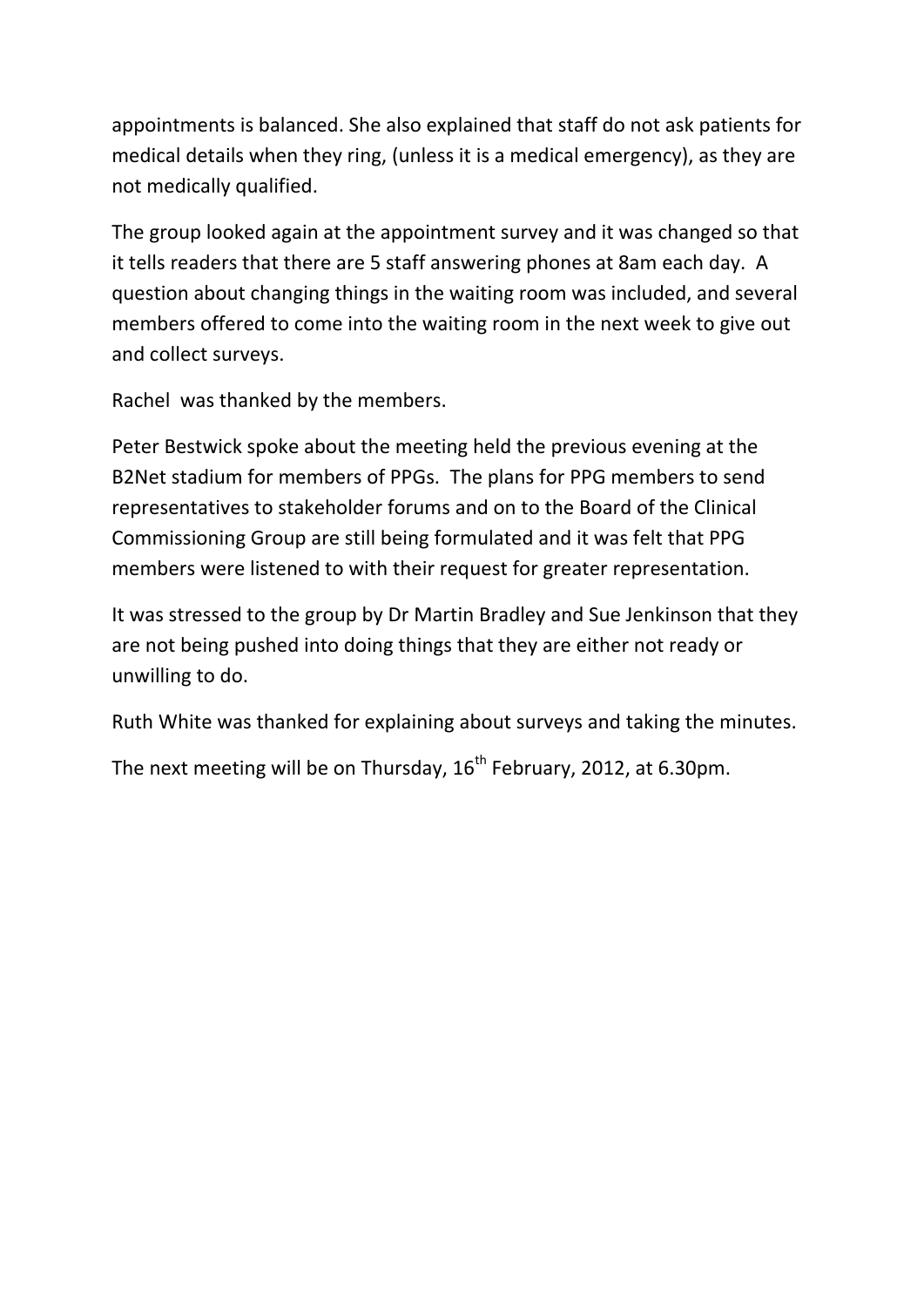appointments is balanced. She also explained that staff do not ask patients for medical details when they ring, (unless it is a medical emergency), as they are not medically qualified.

The group looked again at the appointment survey and it was changed so that it tells readers that there are 5 staff answering phones at 8am each day. A question about changing things in the waiting room was included, and several members offered to come into the waiting room in the next week to give out and collect surveys.

Rachel was thanked by the members.

Peter Bestwick spoke about the meeting held the previous evening at the B2Net stadium for members of PPGs. The plans for PPG members to send representatives to stakeholder forums and on to the Board of the Clinical Commissioning Group are still being formulated and it was felt that PPG members were listened to with their request for greater representation.

It was stressed to the group by Dr Martin Bradley and Sue Jenkinson that they are not being pushed into doing things that they are either not ready or unwilling to do.

Ruth White was thanked for explaining about surveys and taking the minutes.

The next meeting will be on Thursday, 16th February, 2012, at 6.30pm.